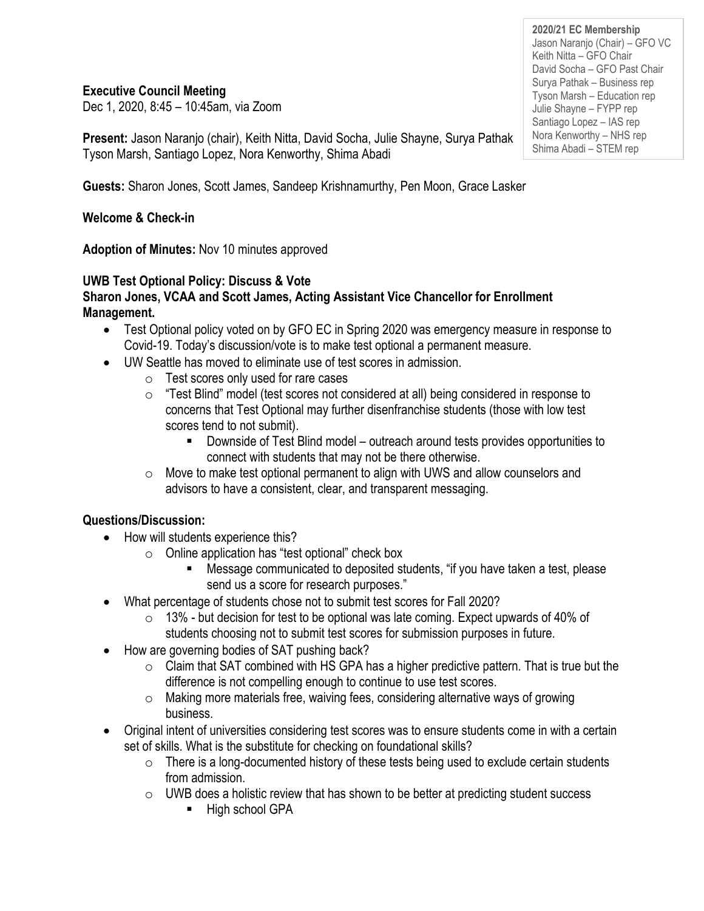**2020/21 EC Membership**
Jason Naranjo (Chair) – GFO VC
Keith Nitta – GFO Chair
David Socha – GFO Past Chair
Surya Pathak – Business rep
Tyson Marsh – Education rep
Julie Shayne – FYPP rep
Santiago Lopez – IAS rep
Nora Kenworthy – NHS rep
Shima Abadi – STEM rep

**Executive Council Meeting**
Dec 1, 2020, 8:45 – 10:45am, via Zoom

**Present:** Jason Naranjo (chair), Keith Nitta, David Socha, Julie Shayne, Surya Pathak Tyson Marsh, Santiago Lopez, Nora Kenworthy, Shima Abadi

**Guests:** Sharon Jones, Scott James, Sandeep Krishnamurthy, Pen Moon, Grace Lasker

**Welcome & Check-in**

**Adoption of Minutes:** Nov 10 minutes approved

**UWB Test Optional Policy: Discuss & Vote**
**Sharon Jones, VCAA and Scott James, Acting Assistant Vice Chancellor for Enrollment Management.**

- Test Optional policy voted on by GFO EC in Spring 2020 was emergency measure in response to Covid-19. Today's discussion/vote is to make test optional a permanent measure.
- UW Seattle has moved to eliminate use of test scores in admission.
  - Test scores only used for rare cases
  - "Test Blind" model (test scores not considered at all) being considered in response to concerns that Test Optional may further disenfranchise students (those with low test scores tend to not submit).
    - Downside of Test Blind model – outreach around tests provides opportunities to connect with students that may not be there otherwise.
  - Move to make test optional permanent to align with UWS and allow counselors and advisors to have a consistent, clear, and transparent messaging.

**Questions/Discussion:**

- How will students experience this?
  - Online application has "test optional" check box
    - Message communicated to deposited students, "if you have taken a test, please send us a score for research purposes."
- What percentage of students chose not to submit test scores for Fall 2020?
  - 13% - but decision for test to be optional was late coming. Expect upwards of 40% of students choosing not to submit test scores for submission purposes in future.
- How are governing bodies of SAT pushing back?
  - Claim that SAT combined with HS GPA has a higher predictive pattern. That is true but the difference is not compelling enough to continue to use test scores.
  - Making more materials free, waiving fees, considering alternative ways of growing business.
- Original intent of universities considering test scores was to ensure students come in with a certain set of skills. What is the substitute for checking on foundational skills?
  - There is a long-documented history of these tests being used to exclude certain students from admission.
  - UWB does a holistic review that has shown to be better at predicting student success
    - High school GPA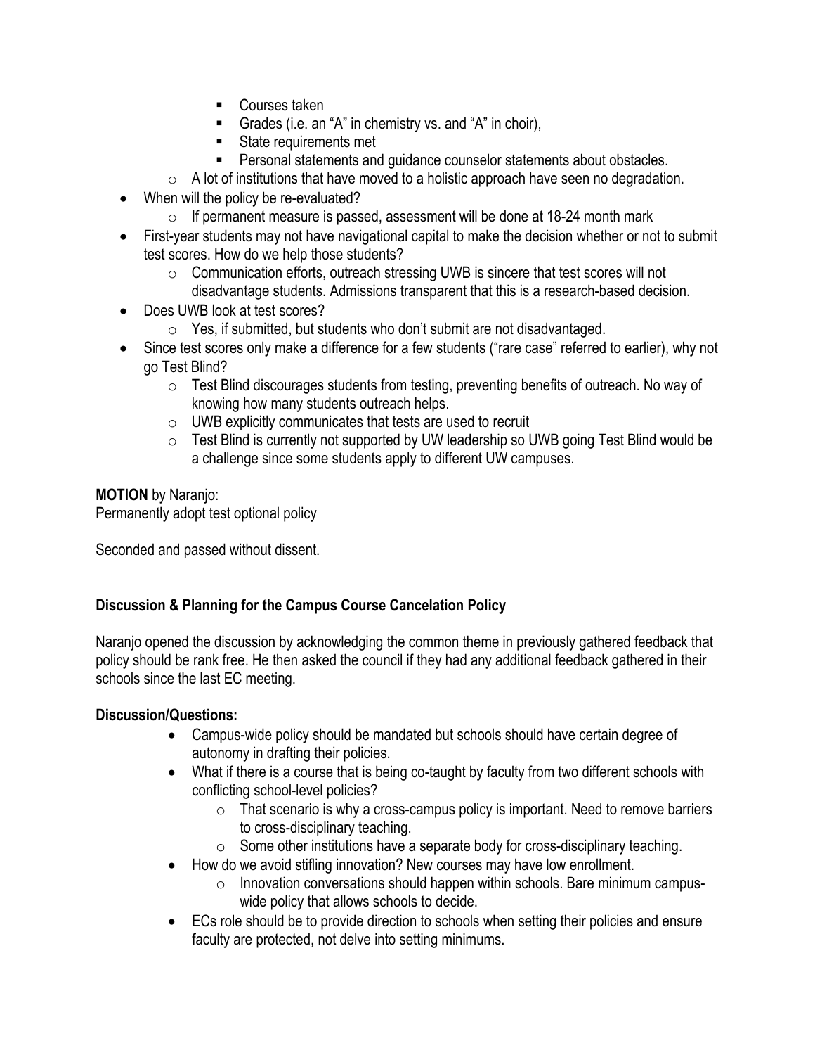- Courses taken
        - Grades (i.e. an "A" in chemistry vs. and "A" in choir),
        - State requirements met
        - Personal statements and guidance counselor statements about obstacles.
    - A lot of institutions that have moved to a holistic approach have seen no degradation.
- When will the policy be re-evaluated?
    - If permanent measure is passed, assessment will be done at 18-24 month mark
- First-year students may not have navigational capital to make the decision whether or not to submit test scores. How do we help those students?
    - Communication efforts, outreach stressing UWB is sincere that test scores will not disadvantage students. Admissions transparent that this is a research-based decision.
- Does UWB look at test scores?
    - Yes, if submitted, but students who don't submit are not disadvantaged.
- Since test scores only make a difference for a few students ("rare case" referred to earlier), why not go Test Blind?
    - Test Blind discourages students from testing, preventing benefits of outreach. No way of knowing how many students outreach helps.
    - UWB explicitly communicates that tests are used to recruit
    - Test Blind is currently not supported by UW leadership so UWB going Test Blind would be a challenge since some students apply to different UW campuses.

**MOTION** by Naranjo:
Permanently adopt test optional policy

Seconded and passed without dissent.

**Discussion & Planning for the Campus Course Cancelation Policy**

Naranjo opened the discussion by acknowledging the common theme in previously gathered feedback that policy should be rank free. He then asked the council if they had any additional feedback gathered in their schools since the last EC meeting.

**Discussion/Questions:**

- Campus-wide policy should be mandated but schools should have certain degree of autonomy in drafting their policies.
- What if there is a course that is being co-taught by faculty from two different schools with conflicting school-level policies?
    - That scenario is why a cross-campus policy is important. Need to remove barriers to cross-disciplinary teaching.
    - Some other institutions have a separate body for cross-disciplinary teaching.
- How do we avoid stifling innovation? New courses may have low enrollment.
    - Innovation conversations should happen within schools. Bare minimum campus-wide policy that allows schools to decide.
- ECs role should be to provide direction to schools when setting their policies and ensure faculty are protected, not delve into setting minimums.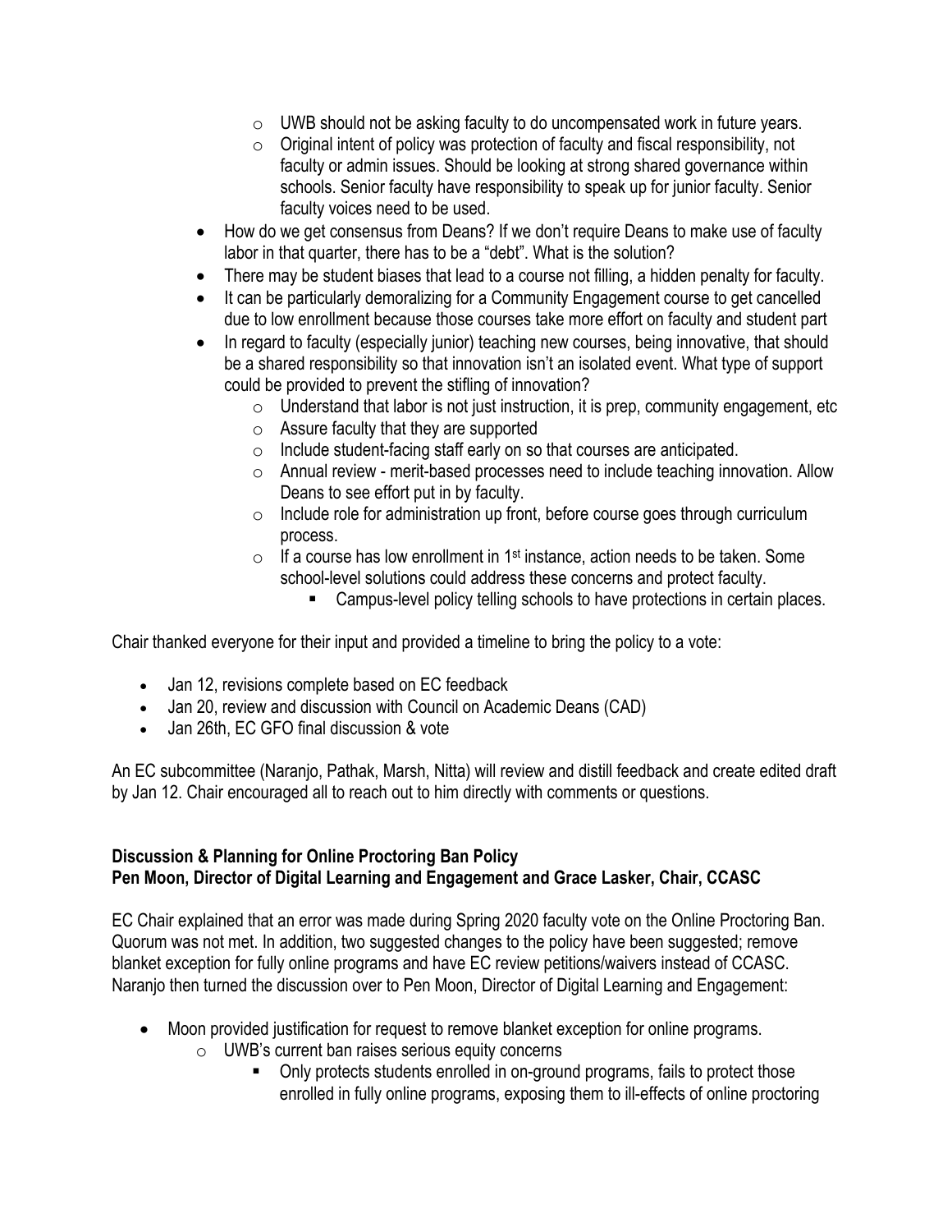- UWB should not be asking faculty to do uncompensated work in future years.
    - Original intent of policy was protection of faculty and fiscal responsibility, not faculty or admin issues. Should be looking at strong shared governance within schools. Senior faculty have responsibility to speak up for junior faculty. Senior faculty voices need to be used.
- How do we get consensus from Deans? If we don't require Deans to make use of faculty labor in that quarter, there has to be a "debt". What is the solution?
- There may be student biases that lead to a course not filling, a hidden penalty for faculty.
- It can be particularly demoralizing for a Community Engagement course to get cancelled due to low enrollment because those courses take more effort on faculty and student part
- In regard to faculty (especially junior) teaching new courses, being innovative, that should be a shared responsibility so that innovation isn't an isolated event. What type of support could be provided to prevent the stifling of innovation?
    - Understand that labor is not just instruction, it is prep, community engagement, etc
    - Assure faculty that they are supported
    - Include student-facing staff early on so that courses are anticipated.
    - Annual review - merit-based processes need to include teaching innovation. Allow Deans to see effort put in by faculty.
    - Include role for administration up front, before course goes through curriculum process.
    - If a course has low enrollment in 1st instance, action needs to be taken. Some school-level solutions could address these concerns and protect faculty.
        - Campus-level policy telling schools to have protections in certain places.

Chair thanked everyone for their input and provided a timeline to bring the policy to a vote:

- Jan 12, revisions complete based on EC feedback
- Jan 20, review and discussion with Council on Academic Deans (CAD)
- Jan 26th, EC GFO final discussion & vote

An EC subcommittee (Naranjo, Pathak, Marsh, Nitta) will review and distill feedback and create edited draft by Jan 12. Chair encouraged all to reach out to him directly with comments or questions.

**Discussion & Planning for Online Proctoring Ban Policy**
**Pen Moon, Director of Digital Learning and Engagement and Grace Lasker, Chair, CCASC**

EC Chair explained that an error was made during Spring 2020 faculty vote on the Online Proctoring Ban. Quorum was not met. In addition, two suggested changes to the policy have been suggested; remove blanket exception for fully online programs and have EC review petitions/waivers instead of CCASC. Naranjo then turned the discussion over to Pen Moon, Director of Digital Learning and Engagement:

- Moon provided justification for request to remove blanket exception for online programs.
    - UWB's current ban raises serious equity concerns
        - Only protects students enrolled in on-ground programs, fails to protect those enrolled in fully online programs, exposing them to ill-effects of online proctoring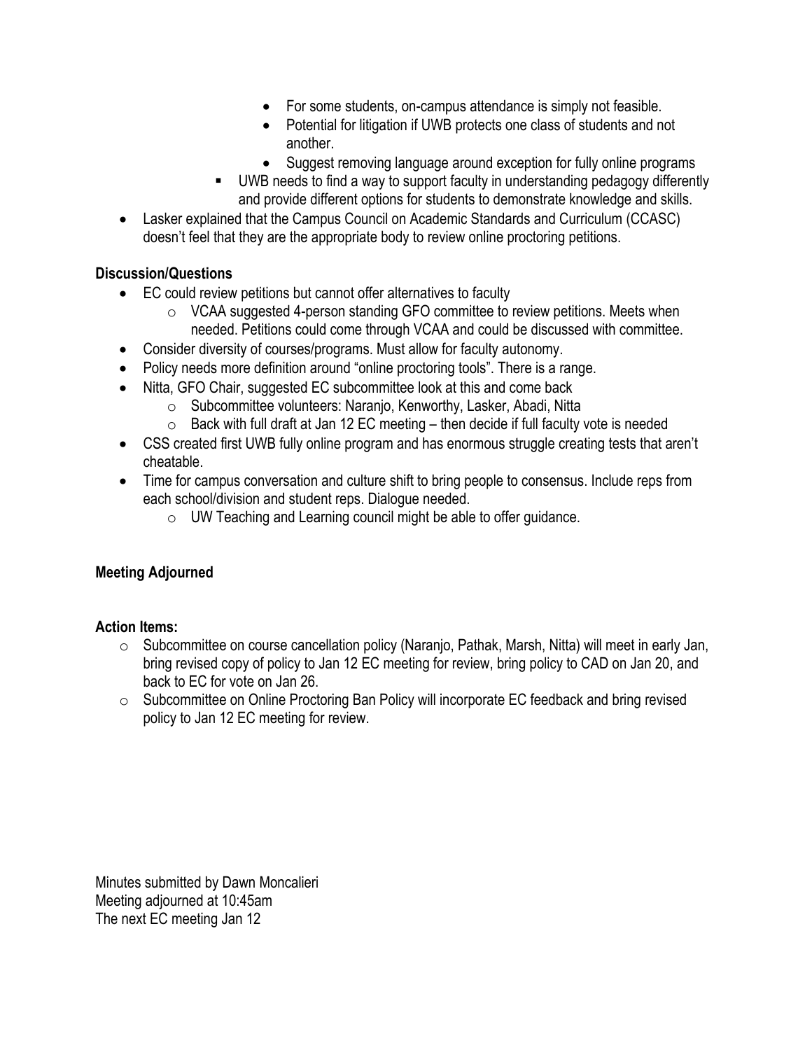- For some students, on-campus attendance is simply not feasible.
      - Potential for litigation if UWB protects one class of students and not another.
      - Suggest removing language around exception for fully online programs
    - UWB needs to find a way to support faculty in understanding pedagogy differently and provide different options for students to demonstrate knowledge and skills.
- Lasker explained that the Campus Council on Academic Standards and Curriculum (CCASC) doesn't feel that they are the appropriate body to review online proctoring petitions.

**Discussion/Questions**

- EC could review petitions but cannot offer alternatives to faculty
  - VCAA suggested 4-person standing GFO committee to review petitions. Meets when needed. Petitions could come through VCAA and could be discussed with committee.
- Consider diversity of courses/programs. Must allow for faculty autonomy.
- Policy needs more definition around "online proctoring tools". There is a range.
- Nitta, GFO Chair, suggested EC subcommittee look at this and come back
  - Subcommittee volunteers: Naranjo, Kenworthy, Lasker, Abadi, Nitta
  - Back with full draft at Jan 12 EC meeting – then decide if full faculty vote is needed
- CSS created first UWB fully online program and has enormous struggle creating tests that aren't cheatable.
- Time for campus conversation and culture shift to bring people to consensus. Include reps from each school/division and student reps. Dialogue needed.
  - UW Teaching and Learning council might be able to offer guidance.

**Meeting Adjourned**

**Action Items:**

- Subcommittee on course cancellation policy (Naranjo, Pathak, Marsh, Nitta) will meet in early Jan, bring revised copy of policy to Jan 12 EC meeting for review, bring policy to CAD on Jan 20, and back to EC for vote on Jan 26.
- Subcommittee on Online Proctoring Ban Policy will incorporate EC feedback and bring revised policy to Jan 12 EC meeting for review.

Minutes submitted by Dawn Moncalieri
Meeting adjourned at 10:45am
The next EC meeting Jan 12